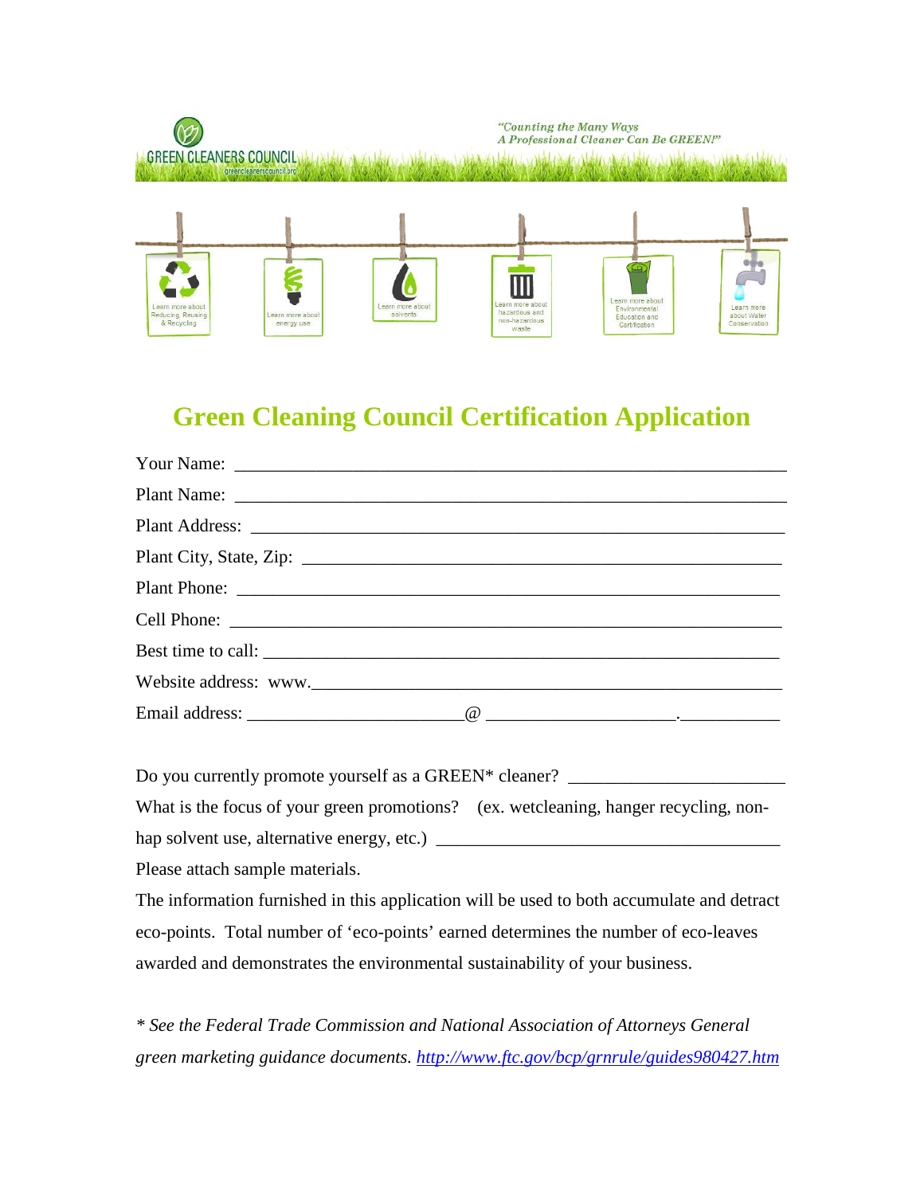GREEN CLEANERS COUNCIL
greencleanerscouncil.org

*"Counting the Many Ways A Professional Cleaner Can Be GREEN!"*

Learn more about Reducing, Reusing & Recycling

Learn more about energy use

Learn more about solvents

Learn more about hazardous and non-hazardous waste

Learn more about Environmental Education and Certification

Learn more about Water Conservation

# Green Cleaning Council Certification Application

Your Name: ______________________________________________________________

Plant Name: ______________________________________________________________

Plant Address: ____________________________________________________________

Plant City, State, Zip: ______________________________________________________

Plant Phone: ______________________________________________________________

Cell Phone: _______________________________________________________________

Best time to call: __________________________________________________________

Website address: www.______________________________________________________

Email address: _______________________@ _____________________.___________

Do you currently promote yourself as a GREEN* cleaner? _______________________

What is the focus of your green promotions? (ex. wetcleaning, hanger recycling, non-hap solvent use, alternative energy, etc.) ______________________________________

Please attach sample materials.

The information furnished in this application will be used to both accumulate and detract eco-points. Total number of 'eco-points' earned determines the number of eco-leaves awarded and demonstrates the environmental sustainability of your business.

*\* See the Federal Trade Commission and National Association of Attorneys General green marketing guidance documents. http://www.ftc.gov/bcp/grnrule/guides980427.htm*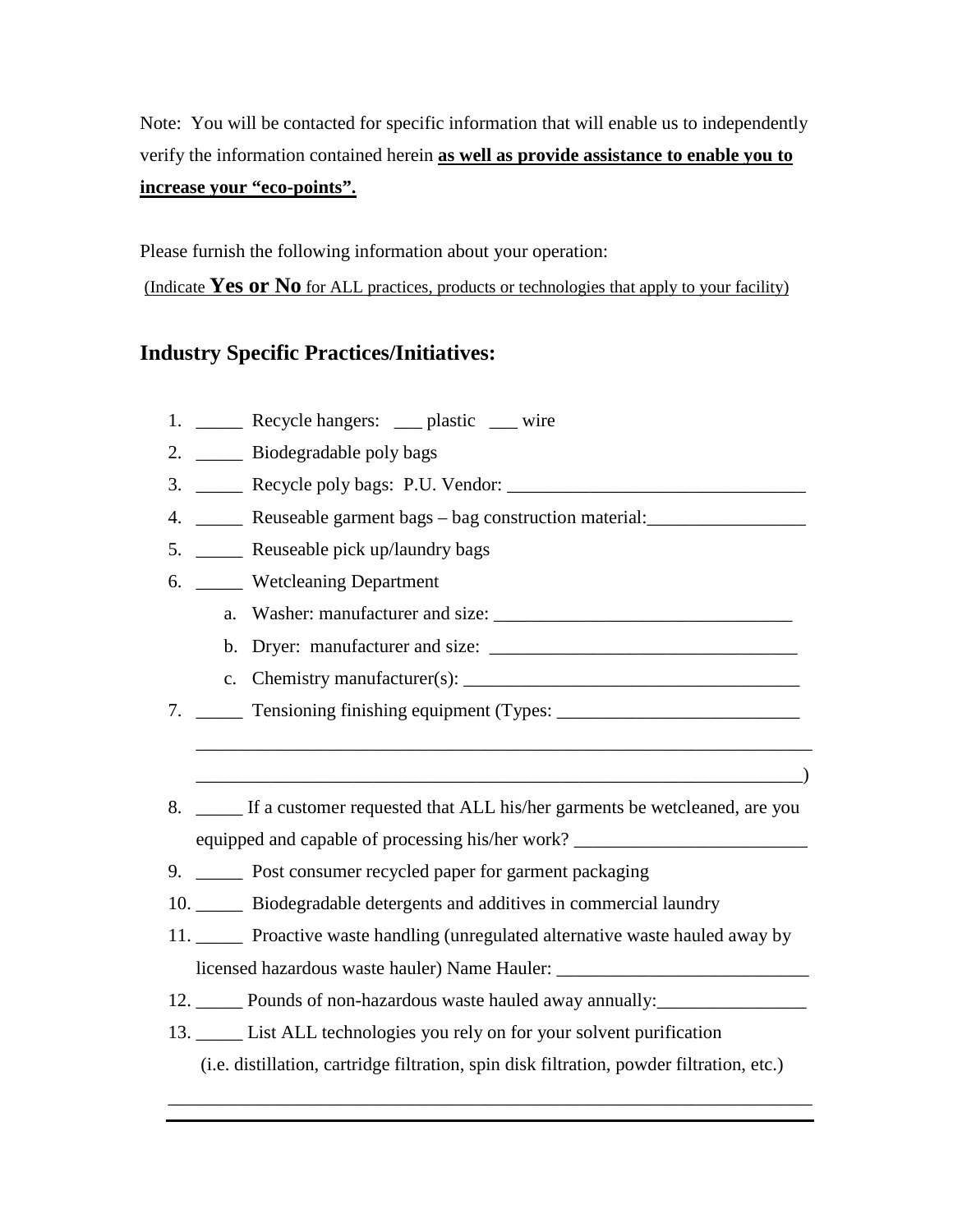Note: You will be contacted for specific information that will enable us to independently verify the information contained herein **<u>as well as provide assistance to enable you to increase your "eco-points".</u>**

Please furnish the following information about your operation:

<u>(Indicate **Yes or No** for ALL practices, products or technologies that apply to your facility)</u>

## Industry Specific Practices/Initiatives:

1. _____ Recycle hangers: ___ plastic ___ wire
2. _____ Biodegradable poly bags
3. _____ Recycle poly bags: P.U. Vendor: ________________________________
4. _____ Reuseable garment bags – bag construction material:_________________
5. _____ Reuseable pick up/laundry bags
6. _____ Wetcleaning Department
   a. Washer: manufacturer and size: ________________________________
   b. Dryer: manufacturer and size: _________________________________
   c. Chemistry manufacturer(s): ____________________________________
7. _____ Tensioning finishing equipment (Types: __________________________ ____________________________________________________________________ ____________________________________________________________________)
8. _____ If a customer requested that ALL his/her garments be wetcleaned, are you equipped and capable of processing his/her work? _________________________
9. _____ Post consumer recycled paper for garment packaging
10. _____ Biodegradable detergents and additives in commercial laundry
11. _____ Proactive waste handling (unregulated alternative waste hauled away by licensed hazardous waste hauler) Name Hauler: ___________________________
12. _____ Pounds of non-hazardous waste hauled away annually:________________
13. _____ List ALL technologies you rely on for your solvent purification (i.e. distillation, cartridge filtration, spin disk filtration, powder filtration, etc.)

____________________________________________________________________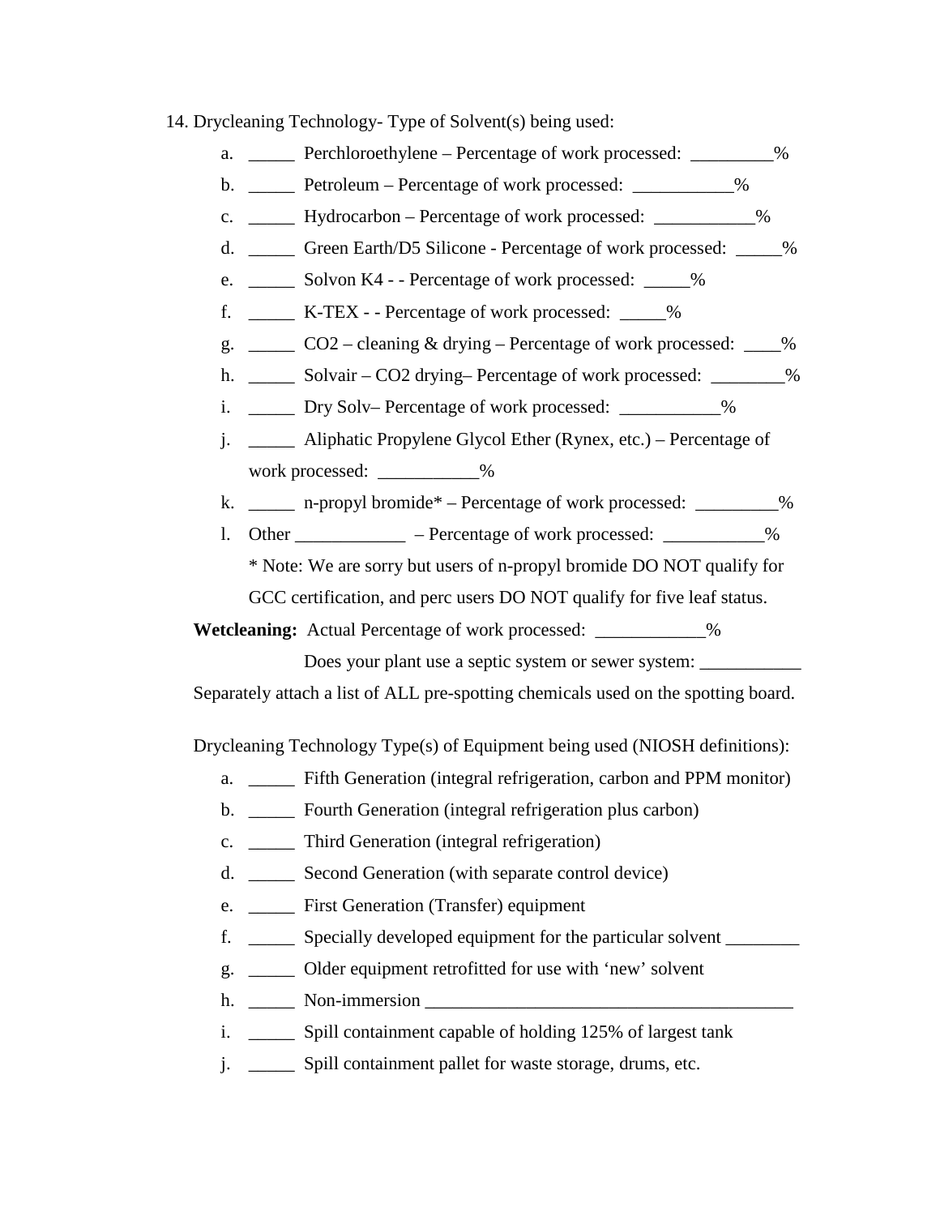14. Drycleaning Technology- Type of Solvent(s) being used:

   a. _____ Perchloroethylene – Percentage of work processed: _________%
   b. _____ Petroleum – Percentage of work processed: ___________%
   c. _____ Hydrocarbon – Percentage of work processed: ___________%
   d. _____ Green Earth/D5 Silicone - Percentage of work processed: _____%
   e. _____ Solvon K4 - - Percentage of work processed: _____%
   f. _____ K-TEX - - Percentage of work processed: _____%
   g. _____ $CO_2$ – cleaning & drying – Percentage of work processed: ____%
   h. _____ Solvair – $CO_2$ drying– Percentage of work processed: ________%
   i. _____ Dry Solv– Percentage of work processed: ___________%
   j. _____ Aliphatic Propylene Glycol Ether (Rynex, etc.) – Percentage of work processed: ___________%
   k. _____ n-propyl bromide* – Percentage of work processed: _________%
   l. Other ____________ – Percentage of work processed: ___________%

   * Note: We are sorry but users of n-propyl bromide DO NOT qualify for GCC certification, and perc users DO NOT qualify for five leaf status.

**Wetcleaning:** Actual Percentage of work processed: ____________%

Does your plant use a septic system or sewer system: ___________

Separately attach a list of ALL pre-spotting chemicals used on the spotting board.

Drycleaning Technology Type(s) of Equipment being used (NIOSH definitions):

   a. _____ Fifth Generation (integral refrigeration, carbon and PPM monitor)
   b. _____ Fourth Generation (integral refrigeration plus carbon)
   c. _____ Third Generation (integral refrigeration)
   d. _____ Second Generation (with separate control device)
   e. _____ First Generation (Transfer) equipment
   f. _____ Specially developed equipment for the particular solvent ________
   g. _____ Older equipment retrofitted for use with 'new' solvent
   h. _____ Non-immersion _________________________________________
   i. _____ Spill containment capable of holding 125% of largest tank
   j. _____ Spill containment pallet for waste storage, drums, etc.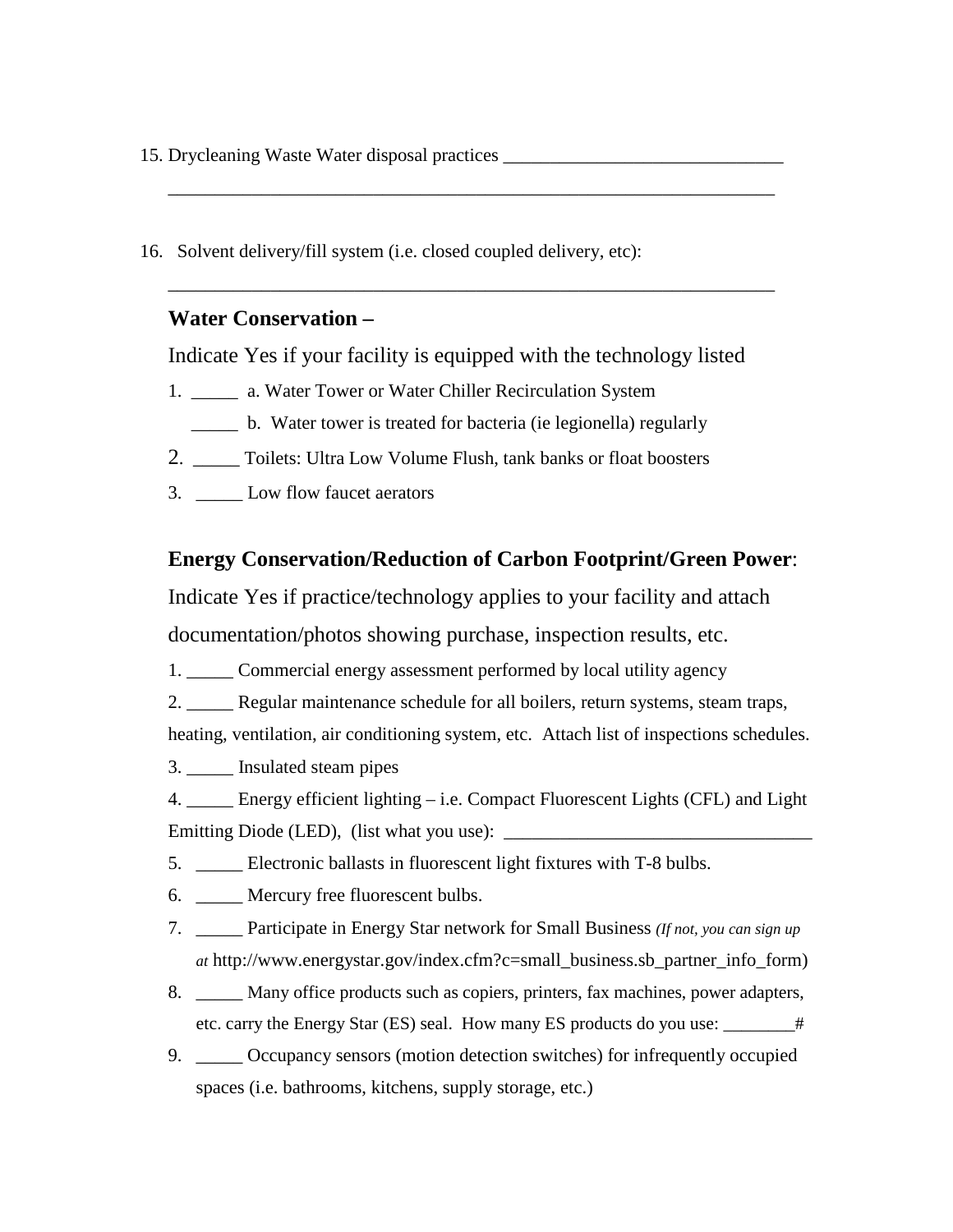15. Drycleaning Waste Water disposal practices _______________________________
_________________________________________________________________

16. Solvent delivery/fill system (i.e. closed coupled delivery, etc):
_________________________________________________________________

**Water Conservation –**

Indicate Yes if your facility is equipped with the technology listed

1. _____ a. Water Tower or Water Chiller Recirculation System
   _____ b. Water tower is treated for bacteria (ie legionella) regularly
2. _____ Toilets: Ultra Low Volume Flush, tank banks or float boosters
3. _____ Low flow faucet aerators

**Energy Conservation/Reduction of Carbon Footprint/Green Power**:

Indicate Yes if practice/technology applies to your facility and attach documentation/photos showing purchase, inspection results, etc.

1. _____ Commercial energy assessment performed by local utility agency
2. _____ Regular maintenance schedule for all boilers, return systems, steam traps, heating, ventilation, air conditioning system, etc. Attach list of inspections schedules.
3. _____ Insulated steam pipes
4. _____ Energy efficient lighting – i.e. Compact Fluorescent Lights (CFL) and Light Emitting Diode (LED), (list what you use): _________________________________
5. _____ Electronic ballasts in fluorescent light fixtures with T-8 bulbs.
6. _____ Mercury free fluorescent bulbs.
7. _____ Participate in Energy Star network for Small Business *(If not, you can sign up at* http://www.energystar.gov/index.cfm?c=small_business.sb_partner_info_form)
8. _____ Many office products such as copiers, printers, fax machines, power adapters, etc. carry the Energy Star (ES) seal. How many ES products do you use: ________#
9. _____ Occupancy sensors (motion detection switches) for infrequently occupied spaces (i.e. bathrooms, kitchens, supply storage, etc.)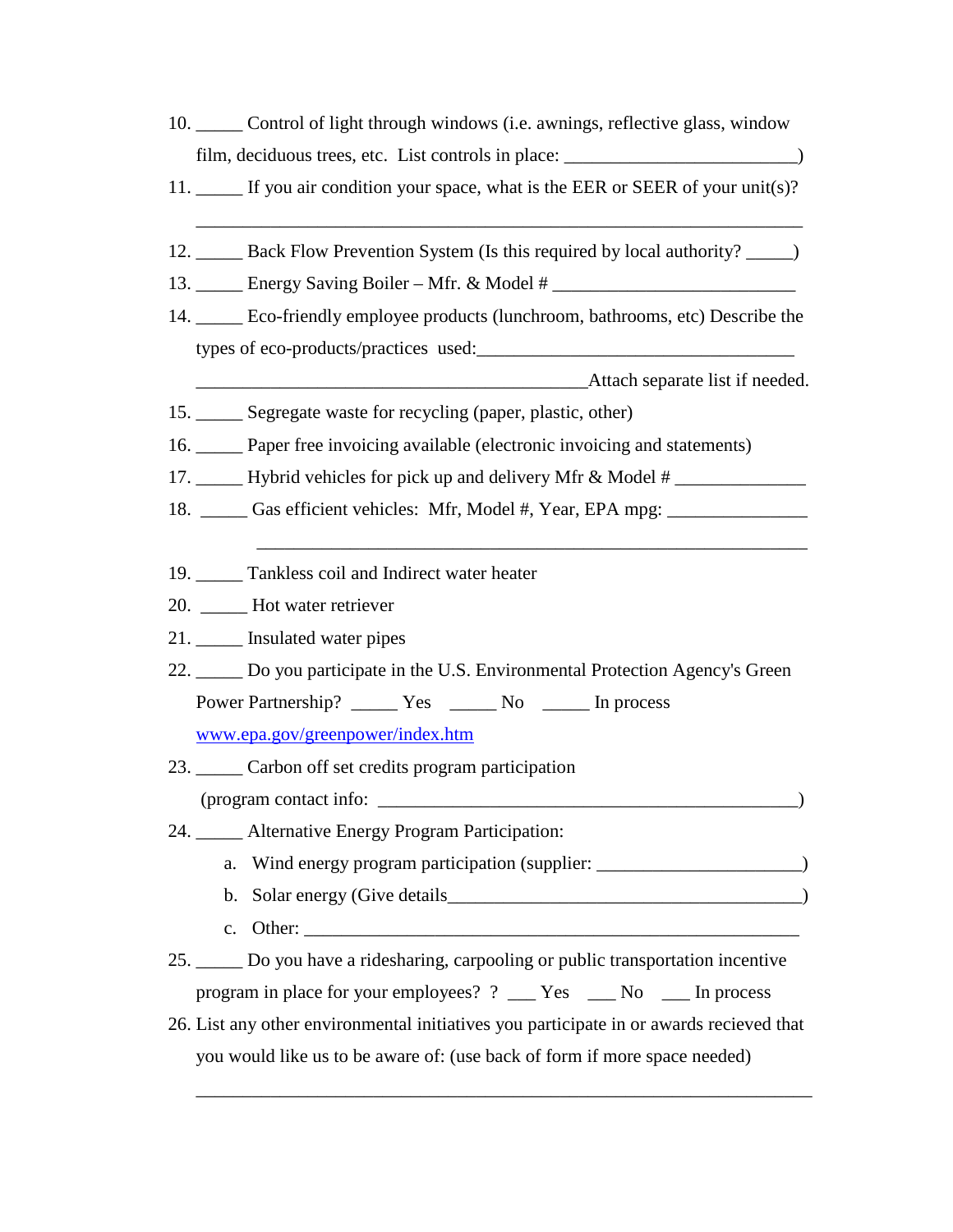10. _____ Control of light through windows (i.e. awnings, reflective glass, window film, deciduous trees, etc. List controls in place: ________________________)
11. _____ If you air condition your space, what is the EER or SEER of your unit(s)?

    ________________________________________________________________

12. _____ Back Flow Prevention System (Is this required by local authority? _____)
13. _____ Energy Saving Boiler – Mfr. & Model # __________________________
14. _____ Eco-friendly employee products (lunchroom, bathrooms, etc) Describe the types of eco-products/practices used:_________________________________

    ___________________________________________Attach separate list if needed.
15. _____ Segregate waste for recycling (paper, plastic, other)
16. _____ Paper free invoicing available (electronic invoicing and statements)
17. _____ Hybrid vehicles for pick up and delivery Mfr & Model # ______________
18. _____ Gas efficient vehicles: Mfr, Model #, Year, EPA mpg: _______________

    ____________________________________________________________

19. _____ Tankless coil and Indirect water heater
20. _____ Hot water retriever
21. _____ Insulated water pipes
22. _____ Do you participate in the U.S. Environmental Protection Agency's Green Power Partnership? _____ Yes _____ No _____ In process

    www.epa.gov/greenpower/index.htm
23. _____ Carbon off set credits program participation

    (program contact info: ____________________________________________)
24. _____ Alternative Energy Program Participation:
    a. Wind energy program participation (supplier: _____________________)
    b. Solar energy (Give details______________________________________)
    c. Other: ______________________________________________________
25. _____ Do you have a ridesharing, carpooling or public transportation incentive program in place for your employees? ? ___ Yes ___ No ___ In process
26. List any other environmental initiatives you participate in or awards recieved that you would like us to be aware of: (use back of form if more space needed)

    ____________________________________________________________________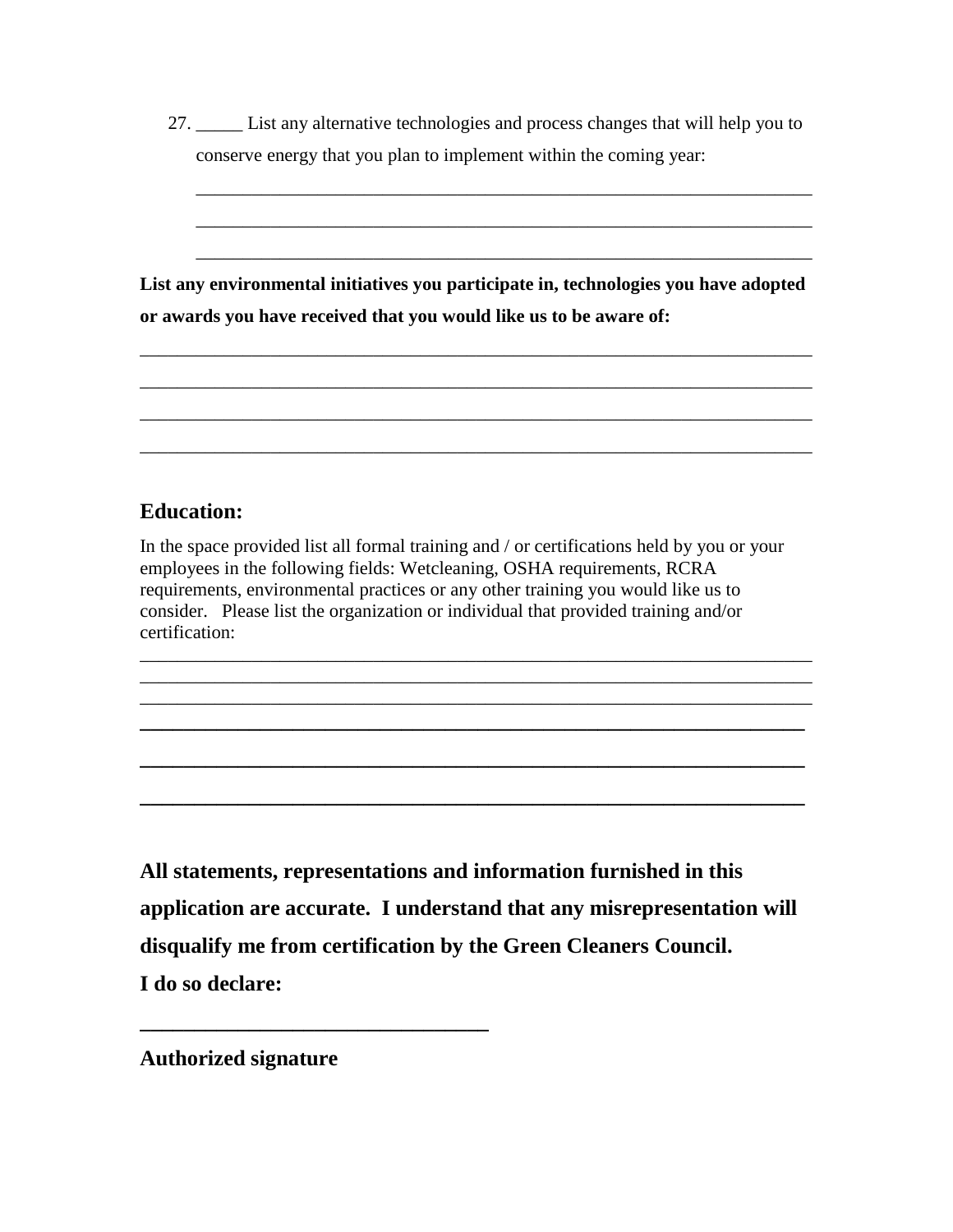27. _____ List any alternative technologies and process changes that will help you to conserve energy that you plan to implement within the coming year:

    ___________________________________________________________________

    ___________________________________________________________________

    ___________________________________________________________________

**List any environmental initiatives you participate in, technologies you have adopted or awards you have received that you would like us to be aware of:**

_________________________________________________________________________

_________________________________________________________________________

_________________________________________________________________________

_________________________________________________________________________

## Education:

In the space provided list all formal training and / or certifications held by you or your employees in the following fields: Wetcleaning, OSHA requirements, RCRA requirements, environmental practices or any other training you would like us to consider. Please list the organization or individual that provided training and/or certification:

_________________________________________________________________________

_________________________________________________________________________

_________________________________________________________________________

_________________________________________________________________________

_________________________________________________________________________

_________________________________________________________________________

**All statements, representations and information furnished in this application are accurate. I understand that any misrepresentation will disqualify me from certification by the Green Cleaners Council.**
**I do so declare:**

________________________________

**Authorized signature**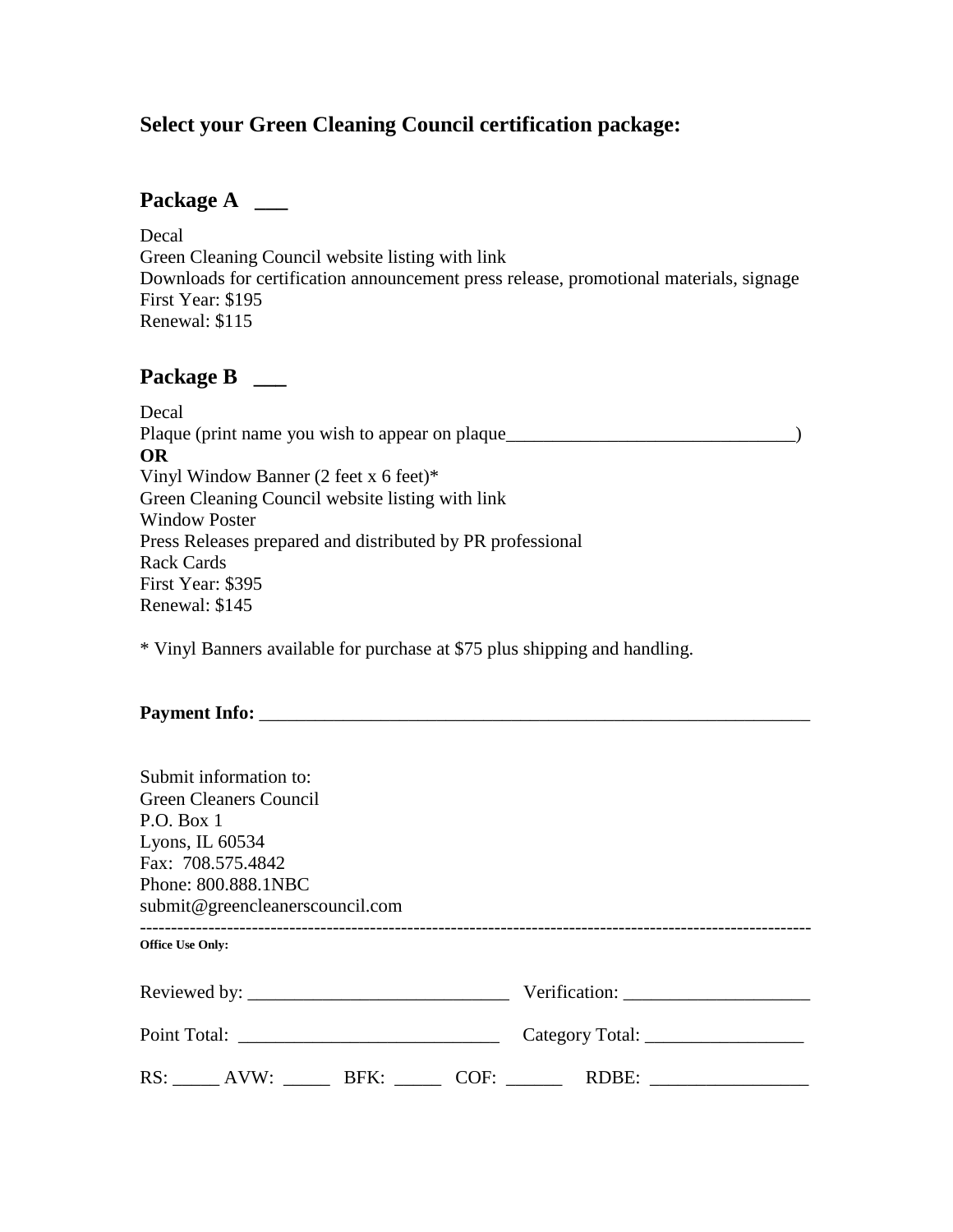## Select your Green Cleaning Council certification package:

### Package A ___

Decal
Green Cleaning Council website listing with link
Downloads for certification announcement press release, promotional materials, signage
First Year: $195
Renewal: $115

### Package B ___

Decal
Plaque (print name you wish to appear on plaque_______________________________)
**OR**
Vinyl Window Banner (2 feet x 6 feet)*
Green Cleaning Council website listing with link
Window Poster
Press Releases prepared and distributed by PR professional
Rack Cards
First Year: $395
Renewal: $145

* Vinyl Banners available for purchase at $75 plus shipping and handling.

**Payment Info:** ____________________________________________________________

Submit information to:
Green Cleaners Council
P.O. Box 1
Lyons, IL 60534
Fax: 708.575.4842
Phone: 800.888.1NBC
submit@greencleanerscouncil.com

---

**Office Use Only:**

Reviewed by: ___________________________ Verification: ___________________

Point Total: ___________________________ Category Total: ________________

RS: _____ AVW: _____ BFK: _____ COF: ______ RDBE: ________________